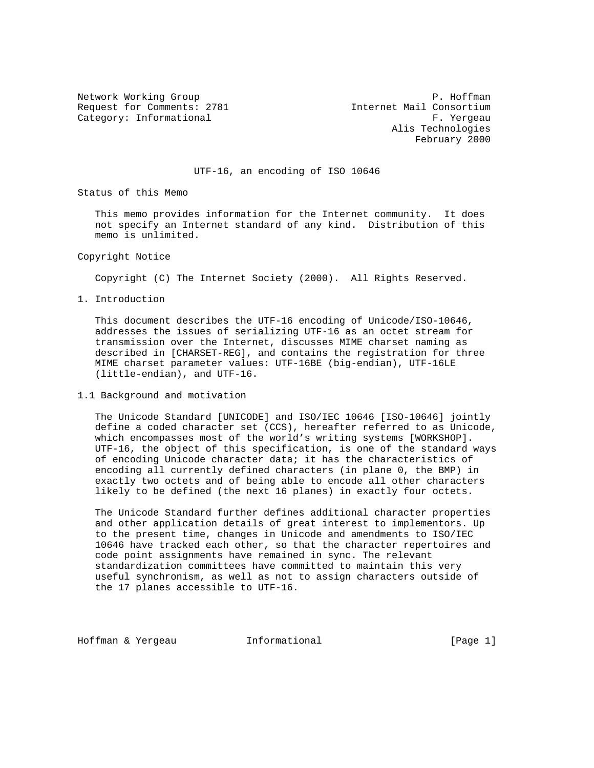Network Working Group P. Hoffman
Request for Comments: 2781 Internet Mail Consortium
Category: Informational F. Yergeau
Alis Technologies
February 2000

# UTF-16, an encoding of ISO 10646

## Status of this Memo

This memo provides information for the Internet community. It does not specify an Internet standard of any kind. Distribution of this memo is unlimited.

## Copyright Notice

Copyright (C) The Internet Society (2000). All Rights Reserved.

## 1. Introduction

This document describes the UTF-16 encoding of Unicode/ISO-10646, addresses the issues of serializing UTF-16 as an octet stream for transmission over the Internet, discusses MIME charset naming as described in [CHARSET-REG], and contains the registration for three MIME charset parameter values: UTF-16BE (big-endian), UTF-16LE (little-endian), and UTF-16.

### 1.1 Background and motivation

The Unicode Standard [UNICODE] and ISO/IEC 10646 [ISO-10646] jointly define a coded character set (CCS), hereafter referred to as Unicode, which encompasses most of the world's writing systems [WORKSHOP]. UTF-16, the object of this specification, is one of the standard ways of encoding Unicode character data; it has the characteristics of encoding all currently defined characters (in plane 0, the BMP) in exactly two octets and of being able to encode all other characters likely to be defined (the next 16 planes) in exactly four octets.

The Unicode Standard further defines additional character properties and other application details of great interest to implementors. Up to the present time, changes in Unicode and amendments to ISO/IEC 10646 have tracked each other, so that the character repertoires and code point assignments have remained in sync. The relevant standardization committees have committed to maintain this very useful synchronism, as well as not to assign characters outside of the 17 planes accessible to UTF-16.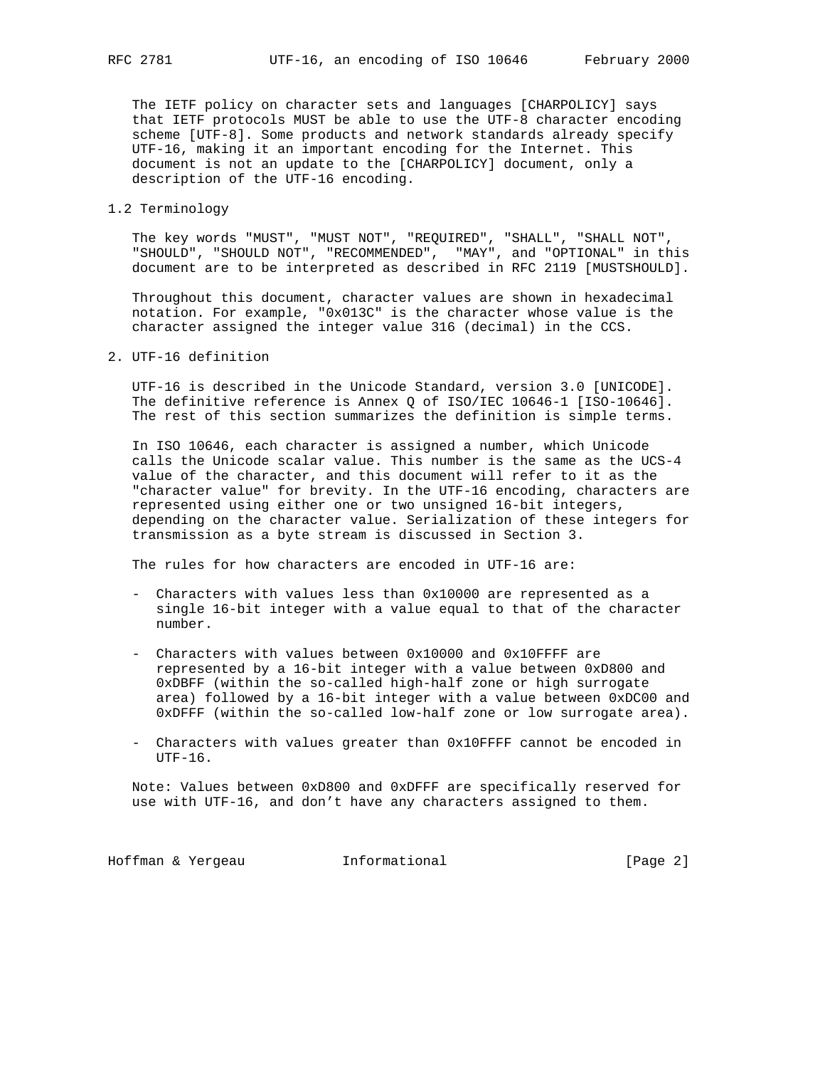The IETF policy on character sets and languages [CHARPOLICY] says that IETF protocols MUST be able to use the UTF-8 character encoding scheme [UTF-8]. Some products and network standards already specify UTF-16, making it an important encoding for the Internet. This document is not an update to the [CHARPOLICY] document, only a description of the UTF-16 encoding.

## 1.2 Terminology

The key words "MUST", "MUST NOT", "REQUIRED", "SHALL", "SHALL NOT", "SHOULD", "SHOULD NOT", "RECOMMENDED", "MAY", and "OPTIONAL" in this document are to be interpreted as described in RFC 2119 [MUSTSHOULD].

Throughout this document, character values are shown in hexadecimal notation. For example, "0x013C" is the character whose value is the character assigned the integer value 316 (decimal) in the CCS.

## 2. UTF-16 definition

UTF-16 is described in the Unicode Standard, version 3.0 [UNICODE]. The definitive reference is Annex Q of ISO/IEC 10646-1 [ISO-10646]. The rest of this section summarizes the definition is simple terms.

In ISO 10646, each character is assigned a number, which Unicode calls the Unicode scalar value. This number is the same as the UCS-4 value of the character, and this document will refer to it as the "character value" for brevity. In the UTF-16 encoding, characters are represented using either one or two unsigned 16-bit integers, depending on the character value. Serialization of these integers for transmission as a byte stream is discussed in Section 3.

The rules for how characters are encoded in UTF-16 are:

- Characters with values less than 0x10000 are represented as a single 16-bit integer with a value equal to that of the character number.

- Characters with values between 0x10000 and 0x10FFFF are represented by a 16-bit integer with a value between 0xD800 and 0xDBFF (within the so-called high-half zone or high surrogate area) followed by a 16-bit integer with a value between 0xDC00 and 0xDFFF (within the so-called low-half zone or low surrogate area).

- Characters with values greater than 0x10FFFF cannot be encoded in UTF-16.

Note: Values between 0xD800 and 0xDFFF are specifically reserved for use with UTF-16, and don’t have any characters assigned to them.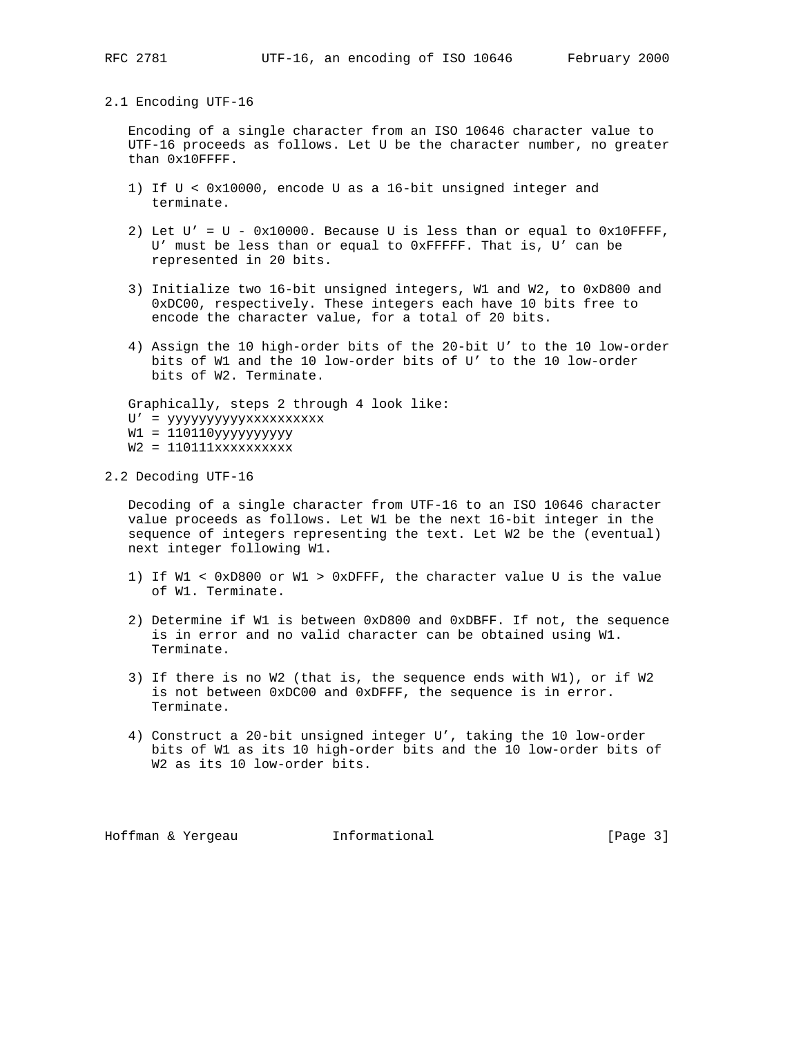## 2.1 Encoding UTF-16

Encoding of a single character from an ISO 10646 character value to UTF-16 proceeds as follows. Let U be the character number, no greater than 0x10FFFF.

1) If U < 0x10000, encode U as a 16-bit unsigned integer and terminate.

2) Let U' = U - 0x10000. Because U is less than or equal to 0x10FFFF, U' must be less than or equal to 0xFFFFF. That is, U' can be represented in 20 bits.

3) Initialize two 16-bit unsigned integers, W1 and W2, to 0xD800 and 0xDC00, respectively. These integers each have 10 bits free to encode the character value, for a total of 20 bits.

4) Assign the 10 high-order bits of the 20-bit U' to the 10 low-order bits of W1 and the 10 low-order bits of U' to the 10 low-order bits of W2. Terminate.

Graphically, steps 2 through 4 look like:

```
U' = yyyyyyyyyyxxxxxxxxxx
W1 = 110110yyyyyyyyyy
W2 = 110111xxxxxxxxxx
```

## 2.2 Decoding UTF-16

Decoding of a single character from UTF-16 to an ISO 10646 character value proceeds as follows. Let W1 be the next 16-bit integer in the sequence of integers representing the text. Let W2 be the (eventual) next integer following W1.

1) If W1 < 0xD800 or W1 > 0xDFFF, the character value U is the value of W1. Terminate.

2) Determine if W1 is between 0xD800 and 0xDBFF. If not, the sequence is in error and no valid character can be obtained using W1. Terminate.

3) If there is no W2 (that is, the sequence ends with W1), or if W2 is not between 0xDC00 and 0xDFFF, the sequence is in error. Terminate.

4) Construct a 20-bit unsigned integer U', taking the 10 low-order bits of W1 as its 10 high-order bits and the 10 low-order bits of W2 as its 10 low-order bits.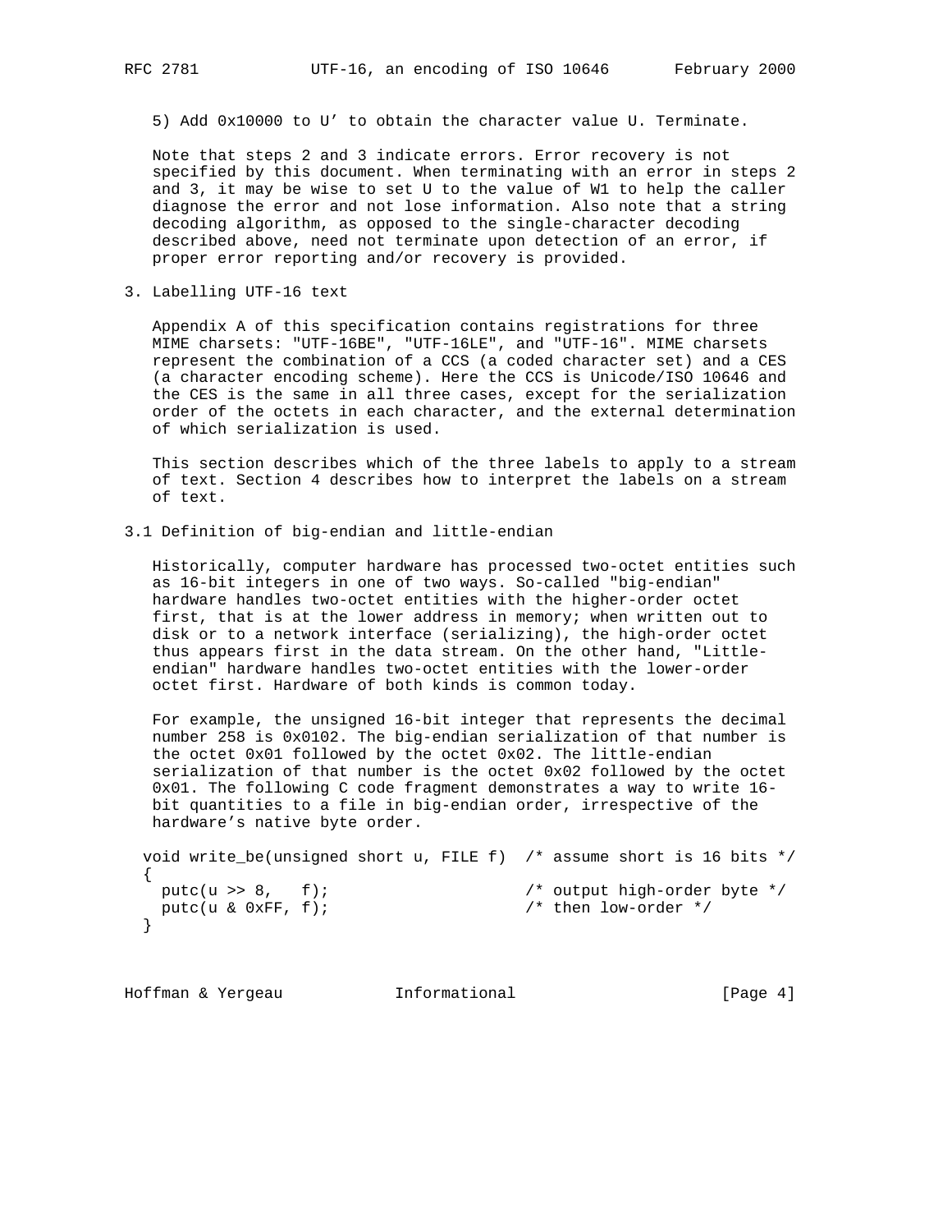5) Add 0x10000 to U' to obtain the character value U. Terminate.

Note that steps 2 and 3 indicate errors. Error recovery is not specified by this document. When terminating with an error in steps 2 and 3, it may be wise to set U to the value of W1 to help the caller diagnose the error and not lose information. Also note that a string decoding algorithm, as opposed to the single-character decoding described above, need not terminate upon detection of an error, if proper error reporting and/or recovery is provided.

## 3. Labelling UTF-16 text

Appendix A of this specification contains registrations for three MIME charsets: "UTF-16BE", "UTF-16LE", and "UTF-16". MIME charsets represent the combination of a CCS (a coded character set) and a CES (a character encoding scheme). Here the CCS is Unicode/ISO 10646 and the CES is the same in all three cases, except for the serialization order of the octets in each character, and the external determination of which serialization is used.

This section describes which of the three labels to apply to a stream of text. Section 4 describes how to interpret the labels on a stream of text.

### 3.1 Definition of big-endian and little-endian

Historically, computer hardware has processed two-octet entities such as 16-bit integers in one of two ways. So-called "big-endian" hardware handles two-octet entities with the higher-order octet first, that is at the lower address in memory; when written out to disk or to a network interface (serializing), the high-order octet thus appears first in the data stream. On the other hand, "Little-endian" hardware handles two-octet entities with the lower-order octet first. Hardware of both kinds is common today.

For example, the unsigned 16-bit integer that represents the decimal number 258 is 0x0102. The big-endian serialization of that number is the octet 0x01 followed by the octet 0x02. The little-endian serialization of that number is the octet 0x02 followed by the octet 0x01. The following C code fragment demonstrates a way to write 16-bit quantities to a file in big-endian order, irrespective of the hardware's native byte order.

```
void write_be(unsigned short u, FILE f)  /* assume short is 16 bits */
{
  putc(u >> 8,   f);                     /* output high-order byte */
  putc(u & 0xFF, f);                     /* then low-order */
}
```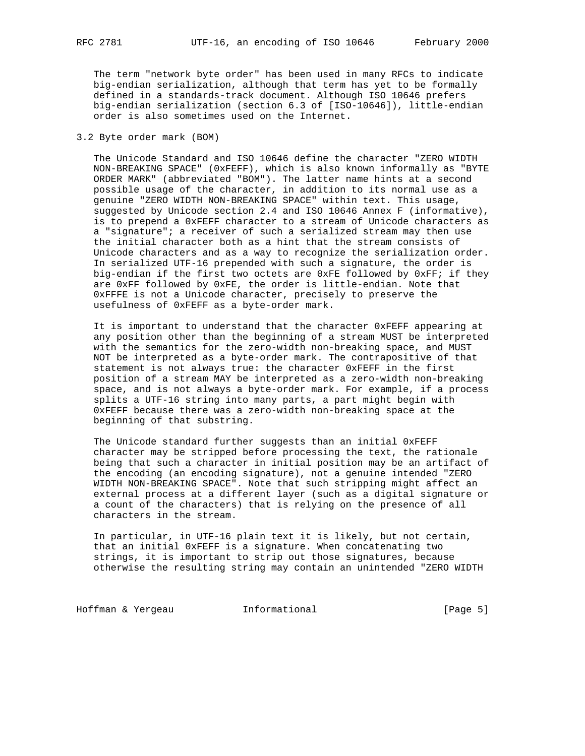The term "network byte order" has been used in many RFCs to indicate big-endian serialization, although that term has yet to be formally defined in a standards-track document. Although ISO 10646 prefers big-endian serialization (section 6.3 of [ISO-10646]), little-endian order is also sometimes used on the Internet.

## 3.2 Byte order mark (BOM)

The Unicode Standard and ISO 10646 define the character "ZERO WIDTH NON-BREAKING SPACE" (0xFEFF), which is also known informally as "BYTE ORDER MARK" (abbreviated "BOM"). The latter name hints at a second possible usage of the character, in addition to its normal use as a genuine "ZERO WIDTH NON-BREAKING SPACE" within text. This usage, suggested by Unicode section 2.4 and ISO 10646 Annex F (informative), is to prepend a 0xFEFF character to a stream of Unicode characters as a "signature"; a receiver of such a serialized stream may then use the initial character both as a hint that the stream consists of Unicode characters and as a way to recognize the serialization order. In serialized UTF-16 prepended with such a signature, the order is big-endian if the first two octets are 0xFE followed by 0xFF; if they are 0xFF followed by 0xFE, the order is little-endian. Note that 0xFFFE is not a Unicode character, precisely to preserve the usefulness of 0xFEFF as a byte-order mark.

It is important to understand that the character 0xFEFF appearing at any position other than the beginning of a stream MUST be interpreted with the semantics for the zero-width non-breaking space, and MUST NOT be interpreted as a byte-order mark. The contrapositive of that statement is not always true: the character 0xFEFF in the first position of a stream MAY be interpreted as a zero-width non-breaking space, and is not always a byte-order mark. For example, if a process splits a UTF-16 string into many parts, a part might begin with 0xFEFF because there was a zero-width non-breaking space at the beginning of that substring.

The Unicode standard further suggests than an initial 0xFEFF character may be stripped before processing the text, the rationale being that such a character in initial position may be an artifact of the encoding (an encoding signature), not a genuine intended "ZERO WIDTH NON-BREAKING SPACE". Note that such stripping might affect an external process at a different layer (such as a digital signature or a count of the characters) that is relying on the presence of all characters in the stream.

In particular, in UTF-16 plain text it is likely, but not certain, that an initial 0xFEFF is a signature. When concatenating two strings, it is important to strip out those signatures, because otherwise the resulting string may contain an unintended "ZERO WIDTH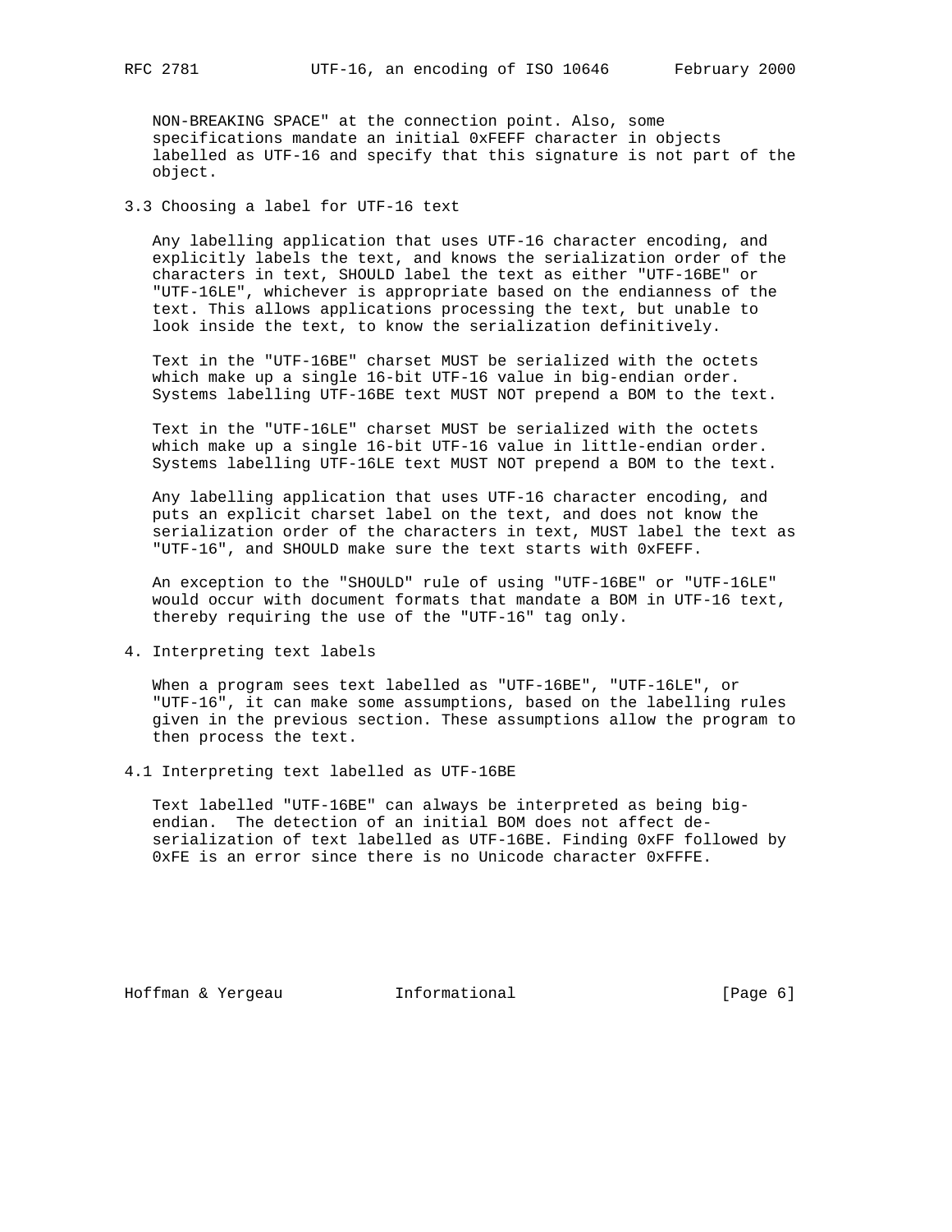NON-BREAKING SPACE" at the connection point. Also, some specifications mandate an initial 0xFEFF character in objects labelled as UTF-16 and specify that this signature is not part of the object.

## 3.3 Choosing a label for UTF-16 text

Any labelling application that uses UTF-16 character encoding, and explicitly labels the text, and knows the serialization order of the characters in text, SHOULD label the text as either "UTF-16BE" or "UTF-16LE", whichever is appropriate based on the endianness of the text. This allows applications processing the text, but unable to look inside the text, to know the serialization definitively.

Text in the "UTF-16BE" charset MUST be serialized with the octets which make up a single 16-bit UTF-16 value in big-endian order. Systems labelling UTF-16BE text MUST NOT prepend a BOM to the text.

Text in the "UTF-16LE" charset MUST be serialized with the octets which make up a single 16-bit UTF-16 value in little-endian order. Systems labelling UTF-16LE text MUST NOT prepend a BOM to the text.

Any labelling application that uses UTF-16 character encoding, and puts an explicit charset label on the text, and does not know the serialization order of the characters in text, MUST label the text as "UTF-16", and SHOULD make sure the text starts with 0xFEFF.

An exception to the "SHOULD" rule of using "UTF-16BE" or "UTF-16LE" would occur with document formats that mandate a BOM in UTF-16 text, thereby requiring the use of the "UTF-16" tag only.

# 4. Interpreting text labels

When a program sees text labelled as "UTF-16BE", "UTF-16LE", or "UTF-16", it can make some assumptions, based on the labelling rules given in the previous section. These assumptions allow the program to then process the text.

## 4.1 Interpreting text labelled as UTF-16BE

Text labelled "UTF-16BE" can always be interpreted as being big-endian. The detection of an initial BOM does not affect de-serialization of text labelled as UTF-16BE. Finding 0xFF followed by 0xFE is an error since there is no Unicode character 0xFFFE.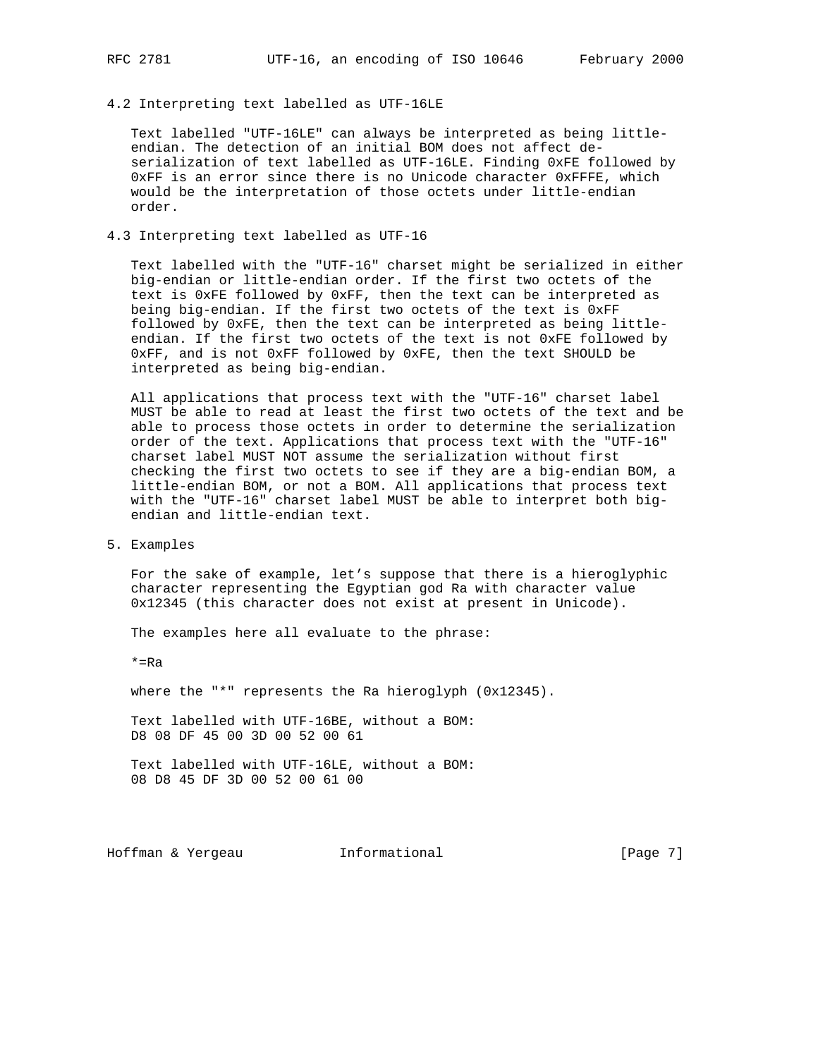### 4.2 Interpreting text labelled as UTF-16LE

Text labelled "UTF-16LE" can always be interpreted as being little-endian. The detection of an initial BOM does not affect de-serialization of text labelled as UTF-16LE. Finding 0xFE followed by 0xFF is an error since there is no Unicode character 0xFFFE, which would be the interpretation of those octets under little-endian order.

### 4.3 Interpreting text labelled as UTF-16

Text labelled with the "UTF-16" charset might be serialized in either big-endian or little-endian order. If the first two octets of the text is 0xFE followed by 0xFF, then the text can be interpreted as being big-endian. If the first two octets of the text is 0xFF followed by 0xFE, then the text can be interpreted as being little-endian. If the first two octets of the text is not 0xFE followed by 0xFF, and is not 0xFF followed by 0xFE, then the text SHOULD be interpreted as being big-endian.

All applications that process text with the "UTF-16" charset label MUST be able to read at least the first two octets of the text and be able to process those octets in order to determine the serialization order of the text. Applications that process text with the "UTF-16" charset label MUST NOT assume the serialization without first checking the first two octets to see if they are a big-endian BOM, a little-endian BOM, or not a BOM. All applications that process text with the "UTF-16" charset label MUST be able to interpret both big-endian and little-endian text.

## 5. Examples

For the sake of example, let's suppose that there is a hieroglyphic character representing the Egyptian god Ra with character value 0x12345 (this character does not exist at present in Unicode).

The examples here all evaluate to the phrase:

```
*=Ra
```

where the "*" represents the Ra hieroglyph (0x12345).

Text labelled with UTF-16BE, without a BOM:

```
D8 08 DF 45 00 3D 00 52 00 61
```

Text labelled with UTF-16LE, without a BOM:

```
08 D8 45 DF 3D 00 52 00 61 00
```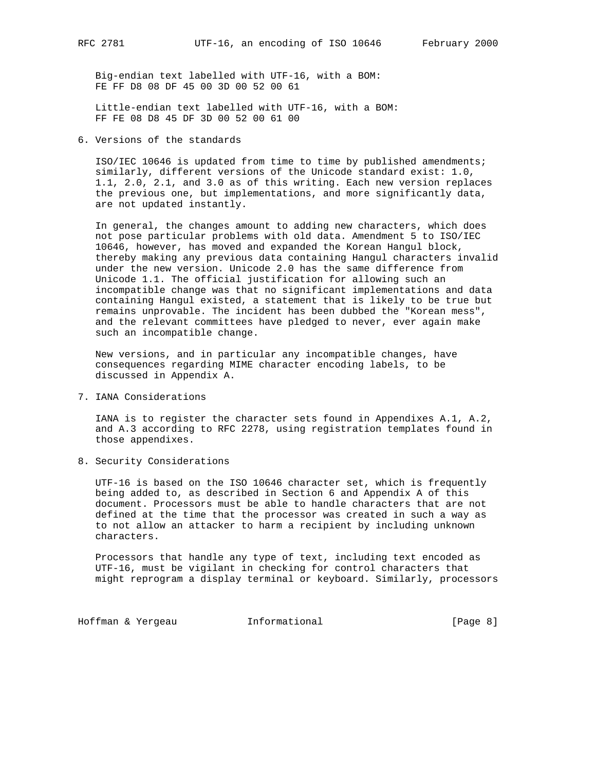Big-endian text labelled with UTF-16, with a BOM:
FE FF D8 08 DF 45 00 3D 00 52 00 61

Little-endian text labelled with UTF-16, with a BOM:
FF FE 08 D8 45 DF 3D 00 52 00 61 00

## 6. Versions of the standards

ISO/IEC 10646 is updated from time to time by published amendments; similarly, different versions of the Unicode standard exist: 1.0, 1.1, 2.0, 2.1, and 3.0 as of this writing. Each new version replaces the previous one, but implementations, and more significantly data, are not updated instantly.

In general, the changes amount to adding new characters, which does not pose particular problems with old data. Amendment 5 to ISO/IEC 10646, however, has moved and expanded the Korean Hangul block, thereby making any previous data containing Hangul characters invalid under the new version. Unicode 2.0 has the same difference from Unicode 1.1. The official justification for allowing such an incompatible change was that no significant implementations and data containing Hangul existed, a statement that is likely to be true but remains unprovable. The incident has been dubbed the "Korean mess", and the relevant committees have pledged to never, ever again make such an incompatible change.

New versions, and in particular any incompatible changes, have consequences regarding MIME character encoding labels, to be discussed in Appendix A.

## 7. IANA Considerations

IANA is to register the character sets found in Appendixes A.1, A.2, and A.3 according to RFC 2278, using registration templates found in those appendixes.

## 8. Security Considerations

UTF-16 is based on the ISO 10646 character set, which is frequently being added to, as described in Section 6 and Appendix A of this document. Processors must be able to handle characters that are not defined at the time that the processor was created in such a way as to not allow an attacker to harm a recipient by including unknown characters.

Processors that handle any type of text, including text encoded as UTF-16, must be vigilant in checking for control characters that might reprogram a display terminal or keyboard. Similarly, processors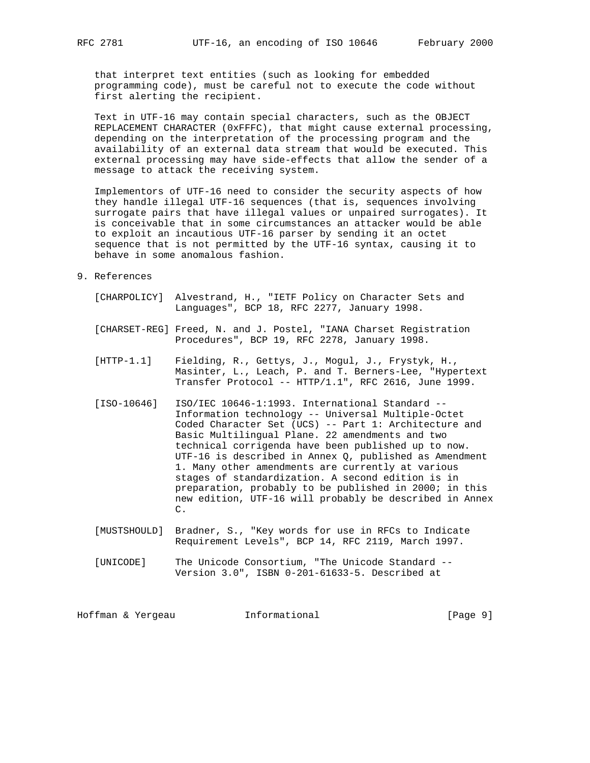that interpret text entities (such as looking for embedded programming code), must be careful not to execute the code without first alerting the recipient.

Text in UTF-16 may contain special characters, such as the OBJECT REPLACEMENT CHARACTER (0xFFFC), that might cause external processing, depending on the interpretation of the processing program and the availability of an external data stream that would be executed. This external processing may have side-effects that allow the sender of a message to attack the receiving system.

Implementors of UTF-16 need to consider the security aspects of how they handle illegal UTF-16 sequences (that is, sequences involving surrogate pairs that have illegal values or unpaired surrogates). It is conceivable that in some circumstances an attacker would be able to exploit an incautious UTF-16 parser by sending it an octet sequence that is not permitted by the UTF-16 syntax, causing it to behave in some anomalous fashion.

## 9. References

[CHARPOLICY] Alvestrand, H., "IETF Policy on Character Sets and Languages", BCP 18, RFC 2277, January 1998.

[CHARSET-REG] Freed, N. and J. Postel, "IANA Charset Registration Procedures", BCP 19, RFC 2278, January 1998.

[HTTP-1.1] Fielding, R., Gettys, J., Mogul, J., Frystyk, H., Masinter, L., Leach, P. and T. Berners-Lee, "Hypertext Transfer Protocol -- HTTP/1.1", RFC 2616, June 1999.

[ISO-10646] ISO/IEC 10646-1:1993. International Standard -- Information technology -- Universal Multiple-Octet Coded Character Set (UCS) -- Part 1: Architecture and Basic Multilingual Plane. 22 amendments and two technical corrigenda have been published up to now. UTF-16 is described in Annex Q, published as Amendment 1. Many other amendments are currently at various stages of standardization. A second edition is in preparation, probably to be published in 2000; in this new edition, UTF-16 will probably be described in Annex C.

[MUSTSHOULD] Bradner, S., "Key words for use in RFCs to Indicate Requirement Levels", BCP 14, RFC 2119, March 1997.

[UNICODE] The Unicode Consortium, "The Unicode Standard -- Version 3.0", ISBN 0-201-61633-5. Described at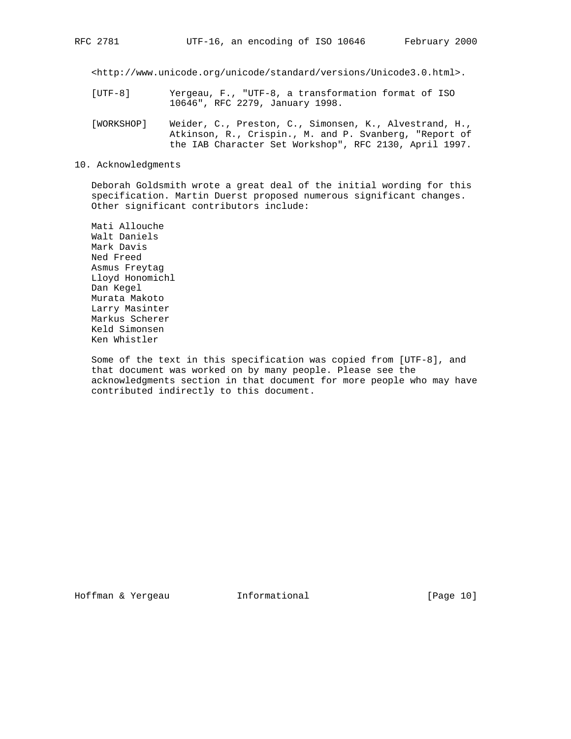<http://www.unicode.org/unicode/standard/versions/Unicode3.0.html>.

[UTF-8] Yergeau, F., "UTF-8, a transformation format of ISO 10646", RFC 2279, January 1998.

[WORKSHOP] Weider, C., Preston, C., Simonsen, K., Alvestrand, H., Atkinson, R., Crispin., M. and P. Svanberg, "Report of the IAB Character Set Workshop", RFC 2130, April 1997.

## 10. Acknowledgments

Deborah Goldsmith wrote a great deal of the initial wording for this specification. Martin Duerst proposed numerous significant changes. Other significant contributors include:

Mati Allouche
Walt Daniels
Mark Davis
Ned Freed
Asmus Freytag
Lloyd Honomichl
Dan Kegel
Murata Makoto
Larry Masinter
Markus Scherer
Keld Simonsen
Ken Whistler

Some of the text in this specification was copied from [UTF-8], and that document was worked on by many people. Please see the acknowledgments section in that document for more people who may have contributed indirectly to this document.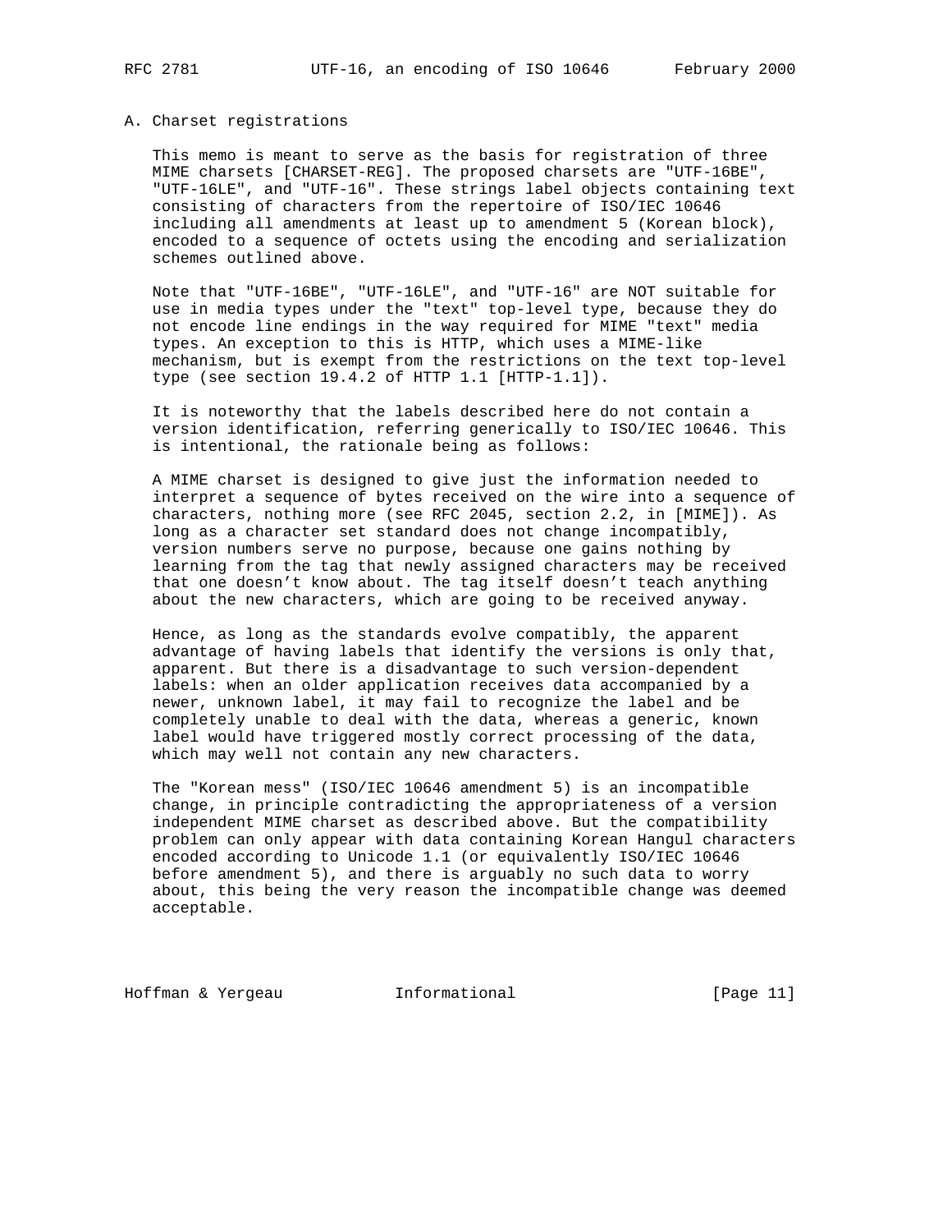## A. Charset registrations

This memo is meant to serve as the basis for registration of three MIME charsets [CHARSET-REG]. The proposed charsets are "UTF-16BE", "UTF-16LE", and "UTF-16". These strings label objects containing text consisting of characters from the repertoire of ISO/IEC 10646 including all amendments at least up to amendment 5 (Korean block), encoded to a sequence of octets using the encoding and serialization schemes outlined above.

Note that "UTF-16BE", "UTF-16LE", and "UTF-16" are NOT suitable for use in media types under the "text" top-level type, because they do not encode line endings in the way required for MIME "text" media types. An exception to this is HTTP, which uses a MIME-like mechanism, but is exempt from the restrictions on the text top-level type (see section 19.4.2 of HTTP 1.1 [HTTP-1.1]).

It is noteworthy that the labels described here do not contain a version identification, referring generically to ISO/IEC 10646. This is intentional, the rationale being as follows:

A MIME charset is designed to give just the information needed to interpret a sequence of bytes received on the wire into a sequence of characters, nothing more (see RFC 2045, section 2.2, in [MIME]). As long as a character set standard does not change incompatibly, version numbers serve no purpose, because one gains nothing by learning from the tag that newly assigned characters may be received that one doesn't know about. The tag itself doesn't teach anything about the new characters, which are going to be received anyway.

Hence, as long as the standards evolve compatibly, the apparent advantage of having labels that identify the versions is only that, apparent. But there is a disadvantage to such version-dependent labels: when an older application receives data accompanied by a newer, unknown label, it may fail to recognize the label and be completely unable to deal with the data, whereas a generic, known label would have triggered mostly correct processing of the data, which may well not contain any new characters.

The "Korean mess" (ISO/IEC 10646 amendment 5) is an incompatible change, in principle contradicting the appropriateness of a version independent MIME charset as described above. But the compatibility problem can only appear with data containing Korean Hangul characters encoded according to Unicode 1.1 (or equivalently ISO/IEC 10646 before amendment 5), and there is arguably no such data to worry about, this being the very reason the incompatible change was deemed acceptable.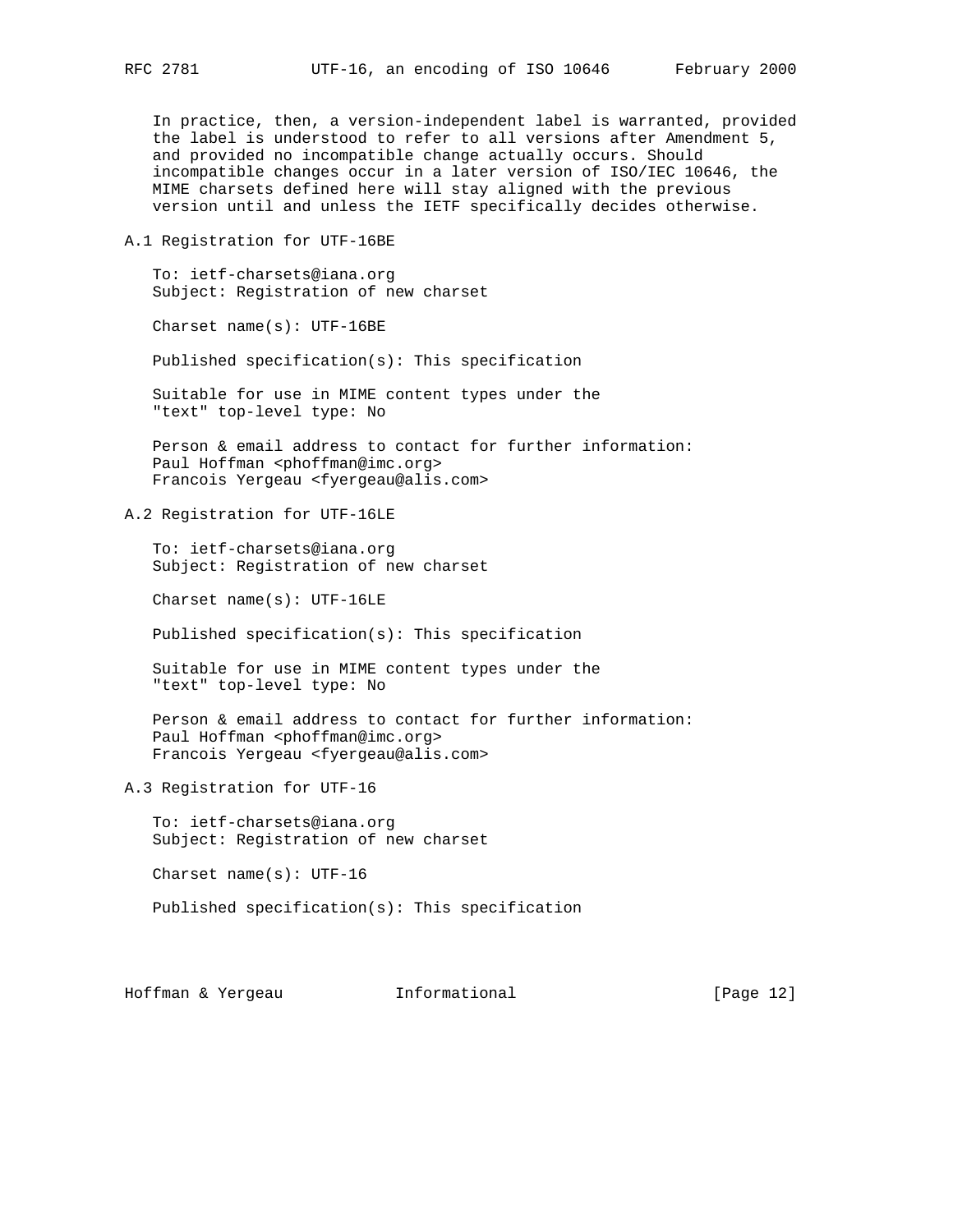In practice, then, a version-independent label is warranted, provided the label is understood to refer to all versions after Amendment 5, and provided no incompatible change actually occurs. Should incompatible changes occur in a later version of ISO/IEC 10646, the MIME charsets defined here will stay aligned with the previous version until and unless the IETF specifically decides otherwise.

## A.1 Registration for UTF-16BE

To: ietf-charsets@iana.org
Subject: Registration of new charset

Charset name(s): UTF-16BE

Published specification(s): This specification

Suitable for use in MIME content types under the "text" top-level type: No

Person & email address to contact for further information:
Paul Hoffman <phoffman@imc.org>
Francois Yergeau <fyergeau@alis.com>

## A.2 Registration for UTF-16LE

To: ietf-charsets@iana.org
Subject: Registration of new charset

Charset name(s): UTF-16LE

Published specification(s): This specification

Suitable for use in MIME content types under the "text" top-level type: No

Person & email address to contact for further information:
Paul Hoffman <phoffman@imc.org>
Francois Yergeau <fyergeau@alis.com>

## A.3 Registration for UTF-16

To: ietf-charsets@iana.org
Subject: Registration of new charset

Charset name(s): UTF-16

Published specification(s): This specification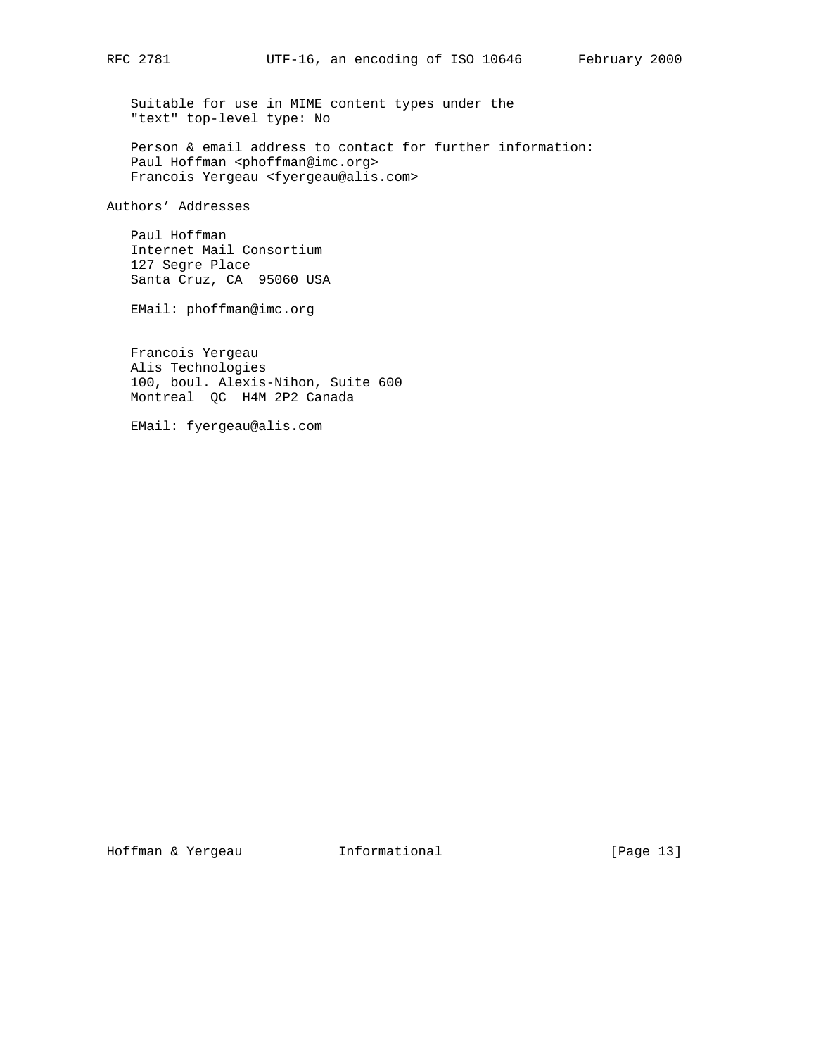Suitable for use in MIME content types under the "text" top-level type: No

Person & email address to contact for further information:
Paul Hoffman <phoffman@imc.org>
Francois Yergeau <fyergeau@alis.com>

## Authors' Addresses

Paul Hoffman
Internet Mail Consortium
127 Segre Place
Santa Cruz, CA  95060 USA

EMail: phoffman@imc.org

Francois Yergeau
Alis Technologies
100, boul. Alexis-Nihon, Suite 600
Montreal  QC  H4M 2P2 Canada

EMail: fyergeau@alis.com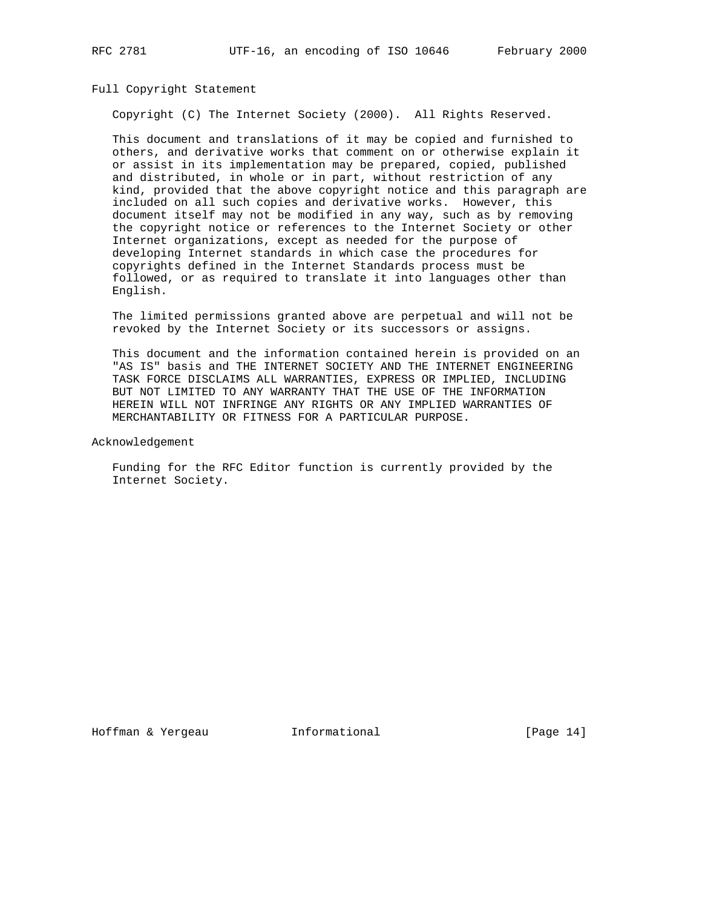## Full Copyright Statement

Copyright (C) The Internet Society (2000). All Rights Reserved.

This document and translations of it may be copied and furnished to others, and derivative works that comment on or otherwise explain it or assist in its implementation may be prepared, copied, published and distributed, in whole or in part, without restriction of any kind, provided that the above copyright notice and this paragraph are included on all such copies and derivative works. However, this document itself may not be modified in any way, such as by removing the copyright notice or references to the Internet Society or other Internet organizations, except as needed for the purpose of developing Internet standards in which case the procedures for copyrights defined in the Internet Standards process must be followed, or as required to translate it into languages other than English.

The limited permissions granted above are perpetual and will not be revoked by the Internet Society or its successors or assigns.

This document and the information contained herein is provided on an "AS IS" basis and THE INTERNET SOCIETY AND THE INTERNET ENGINEERING TASK FORCE DISCLAIMS ALL WARRANTIES, EXPRESS OR IMPLIED, INCLUDING BUT NOT LIMITED TO ANY WARRANTY THAT THE USE OF THE INFORMATION HEREIN WILL NOT INFRINGE ANY RIGHTS OR ANY IMPLIED WARRANTIES OF MERCHANTABILITY OR FITNESS FOR A PARTICULAR PURPOSE.

## Acknowledgement

Funding for the RFC Editor function is currently provided by the Internet Society.